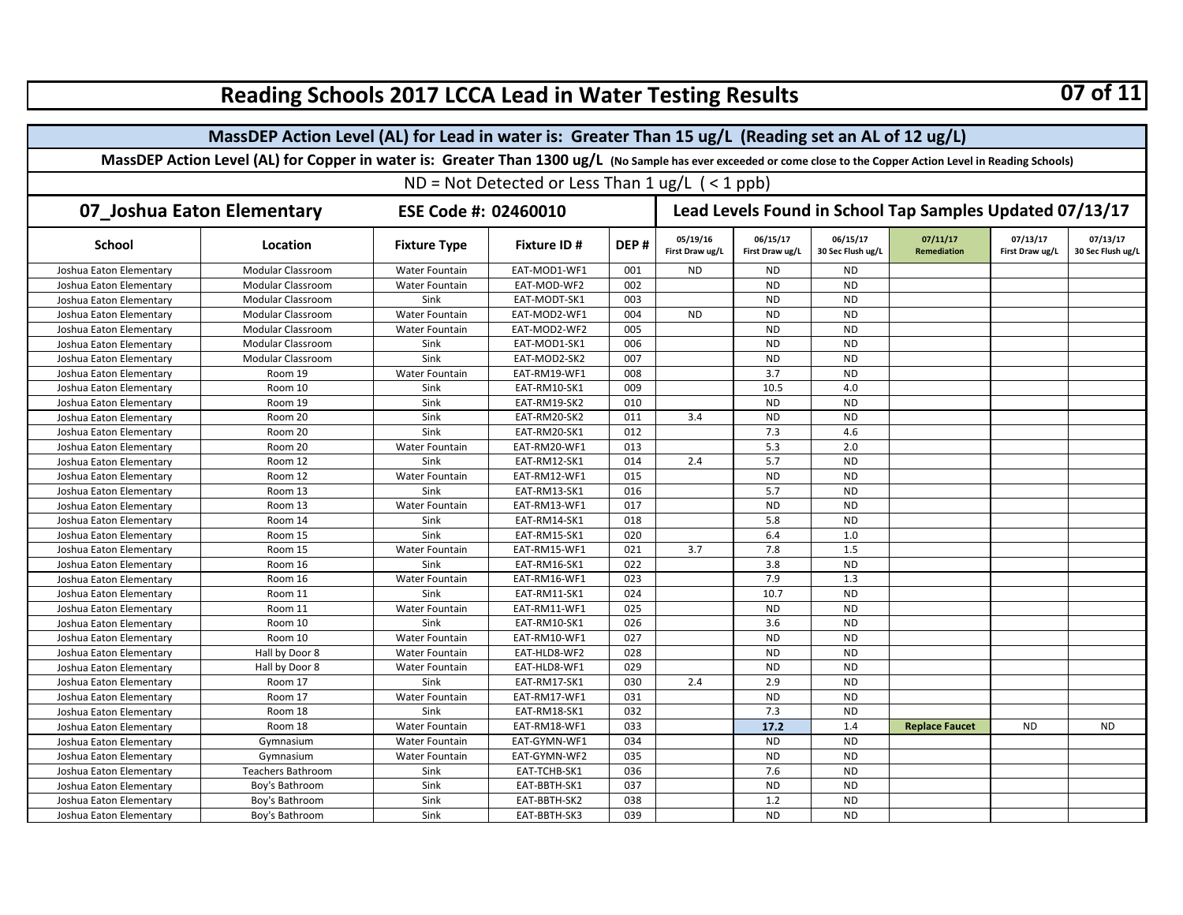# Reading Schools 2017 LCCA Lead in Water Testing Results

**MassDEP Action Level (AL) for Lead in water is: Greater Than 15 ug/L (Reading set an AL of 12 ug/L)**

**MassDEP Action Level (AL) for Copper in water is: Greater Than 1300 ug/L (No Sample has ever exceeded or come close to the Copper Action Level in Reading Schools)**

ND = Not Detected or Less Than 1 ug/L ( < 1 ppb)

## 07_Joshua Eaton Elementary — ESE Code #: 02460010

**Lead Levels Found in School Tap Samples Updated 07/13/17**

| School | Location | Fixture Type | Fixture ID # | DEP # | 05/19/16 First Draw ug/L | 06/15/17 First Draw ug/L | 06/15/17 30 Sec Flush ug/L | 07/11/17 Remediation | 07/13/17 First Draw ug/L | 07/13/17 30 Sec Flush ug/L |
|---|---|---|---|---|---|---|---|---|---|---|
| Joshua Eaton Elementary | Modular Classroom | Water Fountain | EAT-MOD1-WF1 | 001 | ND | ND | ND | | | |
| Joshua Eaton Elementary | Modular Classroom | Water Fountain | EAT-MOD-WF2 | 002 | | ND | ND | | | |
| Joshua Eaton Elementary | Modular Classroom | Sink | EAT-MODT-SK1 | 003 | | ND | ND | | | |
| Joshua Eaton Elementary | Modular Classroom | Water Fountain | EAT-MOD2-WF1 | 004 | ND | ND | ND | | | |
| Joshua Eaton Elementary | Modular Classroom | Water Fountain | EAT-MOD2-WF2 | 005 | | ND | ND | | | |
| Joshua Eaton Elementary | Modular Classroom | Sink | EAT-MOD1-SK1 | 006 | | ND | ND | | | |
| Joshua Eaton Elementary | Modular Classroom | Sink | EAT-MOD2-SK2 | 007 | | ND | ND | | | |
| Joshua Eaton Elementary | Room 19 | Water Fountain | EAT-RM19-WF1 | 008 | | 3.7 | ND | | | |
| Joshua Eaton Elementary | Room 10 | Sink | EAT-RM10-SK1 | 009 | | 10.5 | 4.0 | | | |
| Joshua Eaton Elementary | Room 19 | Sink | EAT-RM19-SK2 | 010 | | ND | ND | | | |
| Joshua Eaton Elementary | Room 20 | Sink | EAT-RM20-SK2 | 011 | 3.4 | ND | ND | | | |
| Joshua Eaton Elementary | Room 20 | Sink | EAT-RM20-SK1 | 012 | | 7.3 | 4.6 | | | |
| Joshua Eaton Elementary | Room 20 | Water Fountain | EAT-RM20-WF1 | 013 | | 5.3 | 2.0 | | | |
| Joshua Eaton Elementary | Room 12 | Sink | EAT-RM12-SK1 | 014 | 2.4 | 5.7 | ND | | | |
| Joshua Eaton Elementary | Room 12 | Water Fountain | EAT-RM12-WF1 | 015 | | ND | ND | | | |
| Joshua Eaton Elementary | Room 13 | Sink | EAT-RM13-SK1 | 016 | | 5.7 | ND | | | |
| Joshua Eaton Elementary | Room 13 | Water Fountain | EAT-RM13-WF1 | 017 | | ND | ND | | | |
| Joshua Eaton Elementary | Room 14 | Sink | EAT-RM14-SK1 | 018 | | 5.8 | ND | | | |
| Joshua Eaton Elementary | Room 15 | Sink | EAT-RM15-SK1 | 020 | | 6.4 | 1.0 | | | |
| Joshua Eaton Elementary | Room 15 | Water Fountain | EAT-RM15-WF1 | 021 | 3.7 | 7.8 | 1.5 | | | |
| Joshua Eaton Elementary | Room 16 | Sink | EAT-RM16-SK1 | 022 | | 3.8 | ND | | | |
| Joshua Eaton Elementary | Room 16 | Water Fountain | EAT-RM16-WF1 | 023 | | 7.9 | 1.3 | | | |
| Joshua Eaton Elementary | Room 11 | Sink | EAT-RM11-SK1 | 024 | | 10.7 | ND | | | |
| Joshua Eaton Elementary | Room 11 | Water Fountain | EAT-RM11-WF1 | 025 | | ND | ND | | | |
| Joshua Eaton Elementary | Room 10 | Sink | EAT-RM10-SK1 | 026 | | 3.6 | ND | | | |
| Joshua Eaton Elementary | Room 10 | Water Fountain | EAT-RM10-WF1 | 027 | | ND | ND | | | |
| Joshua Eaton Elementary | Hall by Door 8 | Water Fountain | EAT-HLD8-WF2 | 028 | | ND | ND | | | |
| Joshua Eaton Elementary | Hall by Door 8 | Water Fountain | EAT-HLD8-WF1 | 029 | | ND | ND | | | |
| Joshua Eaton Elementary | Room 17 | Sink | EAT-RM17-SK1 | 030 | 2.4 | 2.9 | ND | | | |
| Joshua Eaton Elementary | Room 17 | Water Fountain | EAT-RM17-WF1 | 031 | | ND | ND | | | |
| Joshua Eaton Elementary | Room 18 | Sink | EAT-RM18-SK1 | 032 | | 7.3 | ND | | | |
| Joshua Eaton Elementary | Room 18 | Water Fountain | EAT-RM18-WF1 | 033 | | **17.2** | 1.4 | **Replace Faucet** | ND | ND |
| Joshua Eaton Elementary | Gymnasium | Water Fountain | EAT-GYMN-WF1 | 034 | | ND | ND | | | |
| Joshua Eaton Elementary | Gymnasium | Water Fountain | EAT-GYMN-WF2 | 035 | | ND | ND | | | |
| Joshua Eaton Elementary | Teachers Bathroom | Sink | EAT-TCHB-SK1 | 036 | | 7.6 | ND | | | |
| Joshua Eaton Elementary | Boy's Bathroom | Sink | EAT-BBTH-SK1 | 037 | | ND | ND | | | |
| Joshua Eaton Elementary | Boy's Bathroom | Sink | EAT-BBTH-SK2 | 038 | | 1.2 | ND | | | |
| Joshua Eaton Elementary | Boy's Bathroom | Sink | EAT-BBTH-SK3 | 039 | | ND | ND | | | |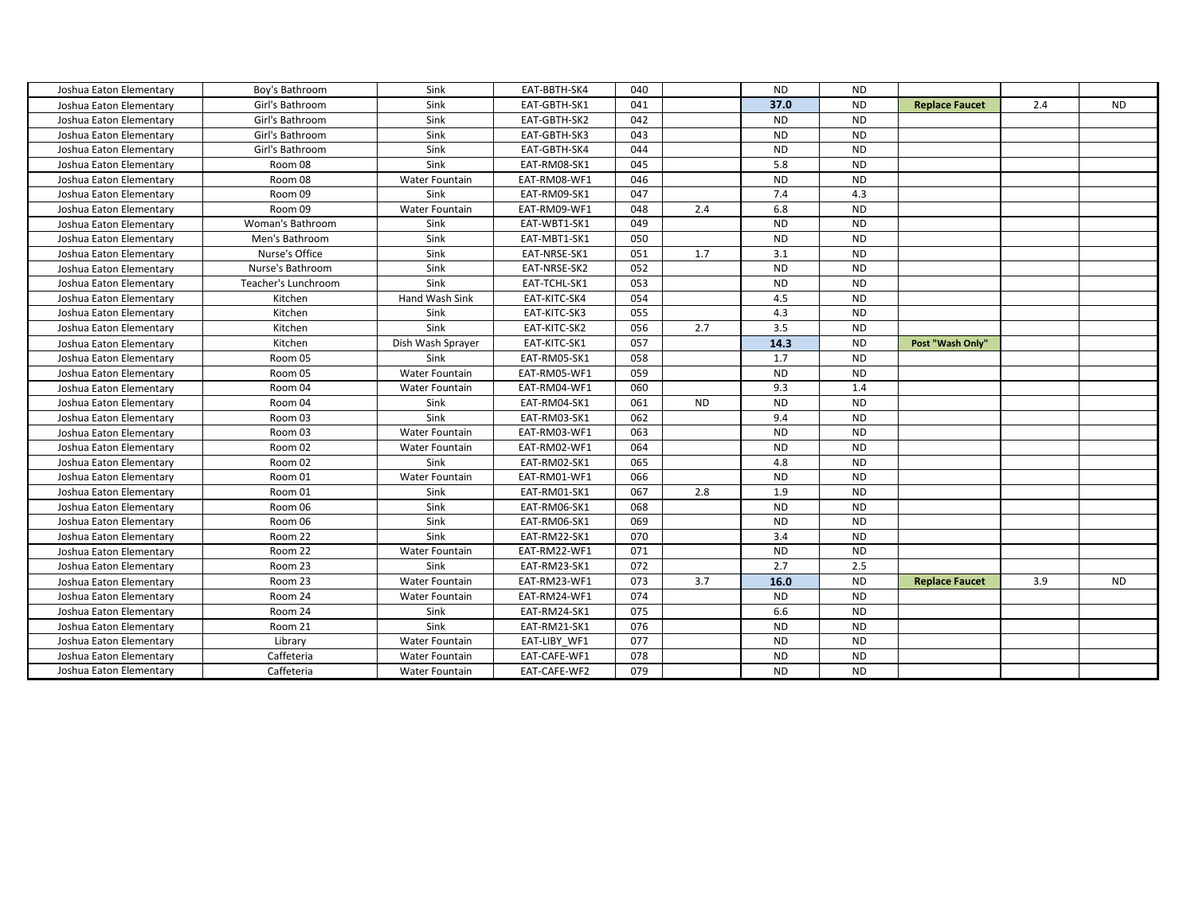| | | | | | | | | | | |
|---|---|---|---|---|---|---|---|---|---|---|
| Joshua Eaton Elementary | Boy's Bathroom | Sink | EAT-BBTH-SK4 | 040 | | ND | ND | | | |
| Joshua Eaton Elementary | Girl's Bathroom | Sink | EAT-GBTH-SK1 | 041 | | **37.0** | ND | **Replace Faucet** | 2.4 | ND |
| Joshua Eaton Elementary | Girl's Bathroom | Sink | EAT-GBTH-SK2 | 042 | | ND | ND | | | |
| Joshua Eaton Elementary | Girl's Bathroom | Sink | EAT-GBTH-SK3 | 043 | | ND | ND | | | |
| Joshua Eaton Elementary | Girl's Bathroom | Sink | EAT-GBTH-SK4 | 044 | | ND | ND | | | |
| Joshua Eaton Elementary | Room 08 | Sink | EAT-RM08-SK1 | 045 | | 5.8 | ND | | | |
| Joshua Eaton Elementary | Room 08 | Water Fountain | EAT-RM08-WF1 | 046 | | ND | ND | | | |
| Joshua Eaton Elementary | Room 09 | Sink | EAT-RM09-SK1 | 047 | | 7.4 | 4.3 | | | |
| Joshua Eaton Elementary | Room 09 | Water Fountain | EAT-RM09-WF1 | 048 | 2.4 | 6.8 | ND | | | |
| Joshua Eaton Elementary | Woman's Bathroom | Sink | EAT-WBT1-SK1 | 049 | | ND | ND | | | |
| Joshua Eaton Elementary | Men's Bathroom | Sink | EAT-MBT1-SK1 | 050 | | ND | ND | | | |
| Joshua Eaton Elementary | Nurse's Office | Sink | EAT-NRSE-SK1 | 051 | 1.7 | 3.1 | ND | | | |
| Joshua Eaton Elementary | Nurse's Bathroom | Sink | EAT-NRSE-SK2 | 052 | | ND | ND | | | |
| Joshua Eaton Elementary | Teacher's Lunchroom | Sink | EAT-TCHL-SK1 | 053 | | ND | ND | | | |
| Joshua Eaton Elementary | Kitchen | Hand Wash Sink | EAT-KITC-SK4 | 054 | | 4.5 | ND | | | |
| Joshua Eaton Elementary | Kitchen | Sink | EAT-KITC-SK3 | 055 | | 4.3 | ND | | | |
| Joshua Eaton Elementary | Kitchen | Sink | EAT-KITC-SK2 | 056 | 2.7 | 3.5 | ND | | | |
| Joshua Eaton Elementary | Kitchen | Dish Wash Sprayer | EAT-KITC-SK1 | 057 | | **14.3** | ND | **Post "Wash Only"** | | |
| Joshua Eaton Elementary | Room 05 | Sink | EAT-RM05-SK1 | 058 | | 1.7 | ND | | | |
| Joshua Eaton Elementary | Room 05 | Water Fountain | EAT-RM05-WF1 | 059 | | ND | ND | | | |
| Joshua Eaton Elementary | Room 04 | Water Fountain | EAT-RM04-WF1 | 060 | | 9.3 | 1.4 | | | |
| Joshua Eaton Elementary | Room 04 | Sink | EAT-RM04-SK1 | 061 | ND | ND | ND | | | |
| Joshua Eaton Elementary | Room 03 | Sink | EAT-RM03-SK1 | 062 | | 9.4 | ND | | | |
| Joshua Eaton Elementary | Room 03 | Water Fountain | EAT-RM03-WF1 | 063 | | ND | ND | | | |
| Joshua Eaton Elementary | Room 02 | Water Fountain | EAT-RM02-WF1 | 064 | | ND | ND | | | |
| Joshua Eaton Elementary | Room 02 | Sink | EAT-RM02-SK1 | 065 | | 4.8 | ND | | | |
| Joshua Eaton Elementary | Room 01 | Water Fountain | EAT-RM01-WF1 | 066 | | ND | ND | | | |
| Joshua Eaton Elementary | Room 01 | Sink | EAT-RM01-SK1 | 067 | 2.8 | 1.9 | ND | | | |
| Joshua Eaton Elementary | Room 06 | Sink | EAT-RM06-SK1 | 068 | | ND | ND | | | |
| Joshua Eaton Elementary | Room 06 | Sink | EAT-RM06-SK1 | 069 | | ND | ND | | | |
| Joshua Eaton Elementary | Room 22 | Sink | EAT-RM22-SK1 | 070 | | 3.4 | ND | | | |
| Joshua Eaton Elementary | Room 22 | Water Fountain | EAT-RM22-WF1 | 071 | | ND | ND | | | |
| Joshua Eaton Elementary | Room 23 | Sink | EAT-RM23-SK1 | 072 | | 2.7 | 2.5 | | | |
| Joshua Eaton Elementary | Room 23 | Water Fountain | EAT-RM23-WF1 | 073 | 3.7 | **16.0** | ND | **Replace Faucet** | 3.9 | ND |
| Joshua Eaton Elementary | Room 24 | Water Fountain | EAT-RM24-WF1 | 074 | | ND | ND | | | |
| Joshua Eaton Elementary | Room 24 | Sink | EAT-RM24-SK1 | 075 | | 6.6 | ND | | | |
| Joshua Eaton Elementary | Room 21 | Sink | EAT-RM21-SK1 | 076 | | ND | ND | | | |
| Joshua Eaton Elementary | Library | Water Fountain | EAT-LIBY_WF1 | 077 | | ND | ND | | | |
| Joshua Eaton Elementary | Caffeteria | Water Fountain | EAT-CAFE-WF1 | 078 | | ND | ND | | | |
| Joshua Eaton Elementary | Caffeteria | Water Fountain | EAT-CAFE-WF2 | 079 | | ND | ND | | | |